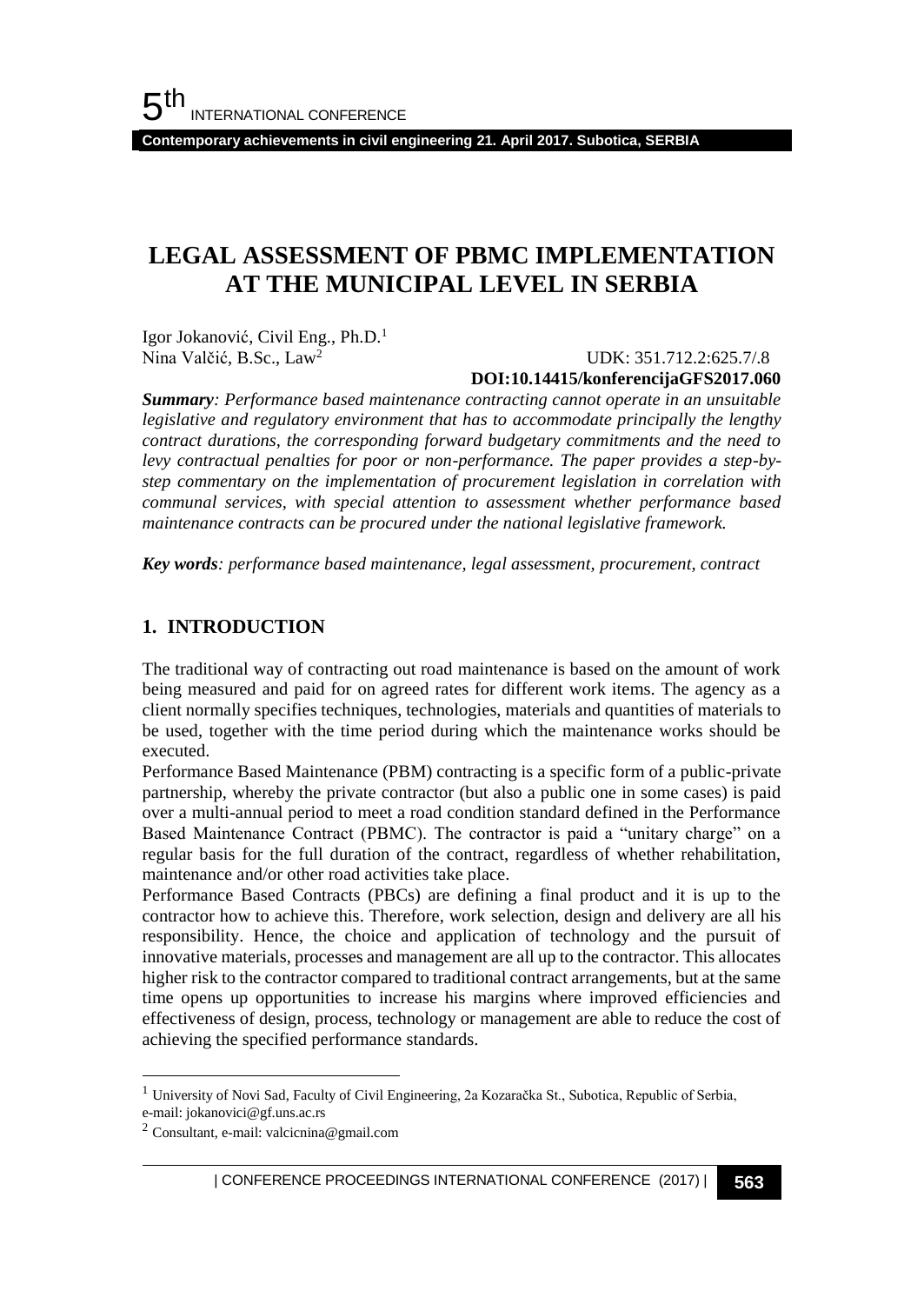# LEGAL ASSESSMENT OF PBMC IMPLEMENTATION AT THE MUNICIPAL LEVEL IN SERBIA

Igor Jokanović, Civil Eng., Ph.D.[1]
Nina Valčić, B.Sc., Law[2]

UDK: 351.712.2:625.7/.8
**DOI:10.14415/konferencijaGFS2017.060**

***Summary**: Performance based maintenance contracting cannot operate in an unsuitable legislative and regulatory environment that has to accommodate principally the lengthy contract durations, the corresponding forward budgetary commitments and the need to levy contractual penalties for poor or non-performance. The paper provides a step-by-step commentary on the implementation of procurement legislation in correlation with communal services, with special attention to assessment whether performance based maintenance contracts can be procured under the national legislative framework.*

***Key words**: performance based maintenance, legal assessment, procurement, contract*

## 1. INTRODUCTION

The traditional way of contracting out road maintenance is based on the amount of work being measured and paid for on agreed rates for different work items. The agency as a client normally specifies techniques, technologies, materials and quantities of materials to be used, together with the time period during which the maintenance works should be executed.

Performance Based Maintenance (PBM) contracting is a specific form of a public-private partnership, whereby the private contractor (but also a public one in some cases) is paid over a multi-annual period to meet a road condition standard defined in the Performance Based Maintenance Contract (PBMC). The contractor is paid a "unitary charge" on a regular basis for the full duration of the contract, regardless of whether rehabilitation, maintenance and/or other road activities take place.

Performance Based Contracts (PBCs) are defining a final product and it is up to the contractor how to achieve this. Therefore, work selection, design and delivery are all his responsibility. Hence, the choice and application of technology and the pursuit of innovative materials, processes and management are all up to the contractor. This allocates higher risk to the contractor compared to traditional contract arrangements, but at the same time opens up opportunities to increase his margins where improved efficiencies and effectiveness of design, process, technology or management are able to reduce the cost of achieving the specified performance standards.

---

[1] University of Novi Sad, Faculty of Civil Engineering, 2a Kozaračka St., Subotica, Republic of Serbia, e-mail: jokanovici@gf.uns.ac.rs

[2] Consultant, e-mail: valcicnina@gmail.com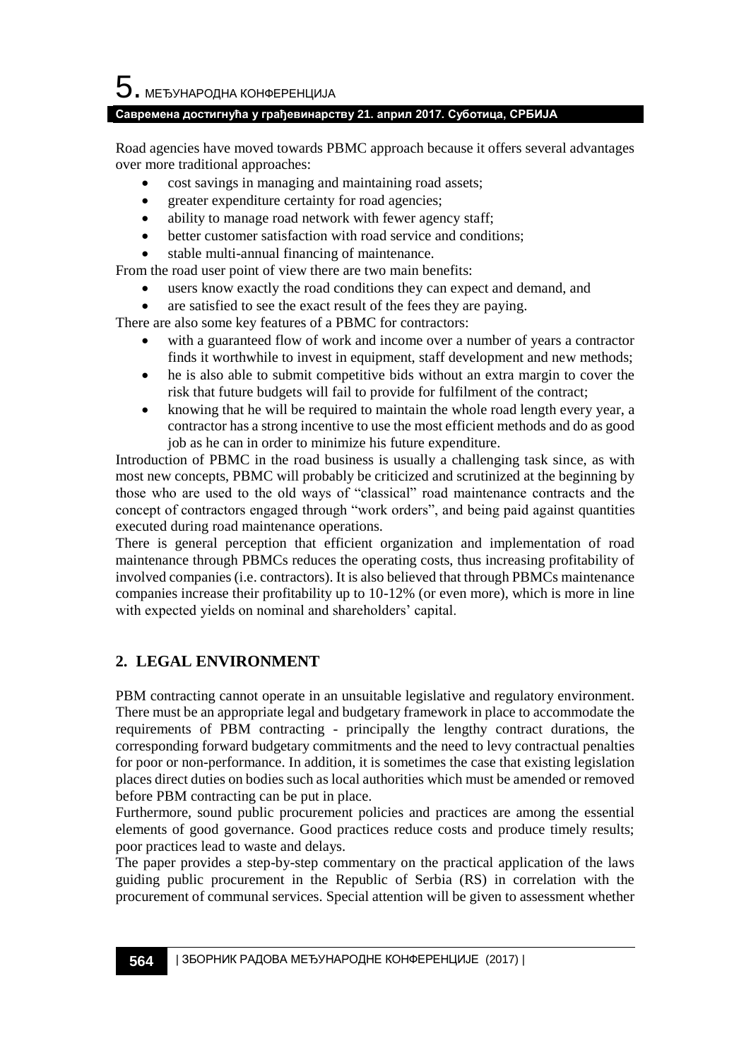Road agencies have moved towards PBMC approach because it offers several advantages over more traditional approaches:

- cost savings in managing and maintaining road assets;
- greater expenditure certainty for road agencies;
- ability to manage road network with fewer agency staff;
- better customer satisfaction with road service and conditions;
- stable multi-annual financing of maintenance.

From the road user point of view there are two main benefits:

- users know exactly the road conditions they can expect and demand, and
- are satisfied to see the exact result of the fees they are paying.

There are also some key features of a PBMC for contractors:

- with a guaranteed flow of work and income over a number of years a contractor finds it worthwhile to invest in equipment, staff development and new methods;
- he is also able to submit competitive bids without an extra margin to cover the risk that future budgets will fail to provide for fulfilment of the contract;
- knowing that he will be required to maintain the whole road length every year, a contractor has a strong incentive to use the most efficient methods and do as good job as he can in order to minimize his future expenditure.

Introduction of PBMC in the road business is usually a challenging task since, as with most new concepts, PBMC will probably be criticized and scrutinized at the beginning by those who are used to the old ways of "classical" road maintenance contracts and the concept of contractors engaged through "work orders", and being paid against quantities executed during road maintenance operations.

There is general perception that efficient organization and implementation of road maintenance through PBMCs reduces the operating costs, thus increasing profitability of involved companies (i.e. contractors). It is also believed that through PBMCs maintenance companies increase their profitability up to 10-12% (or even more), which is more in line with expected yields on nominal and shareholders' capital.

## 2. LEGAL ENVIRONMENT

PBM contracting cannot operate in an unsuitable legislative and regulatory environment. There must be an appropriate legal and budgetary framework in place to accommodate the requirements of PBM contracting - principally the lengthy contract durations, the corresponding forward budgetary commitments and the need to levy contractual penalties for poor or non-performance. In addition, it is sometimes the case that existing legislation places direct duties on bodies such as local authorities which must be amended or removed before PBM contracting can be put in place.

Furthermore, sound public procurement policies and practices are among the essential elements of good governance. Good practices reduce costs and produce timely results; poor practices lead to waste and delays.

The paper provides a step-by-step commentary on the practical application of the laws guiding public procurement in the Republic of Serbia (RS) in correlation with the procurement of communal services. Special attention will be given to assessment whether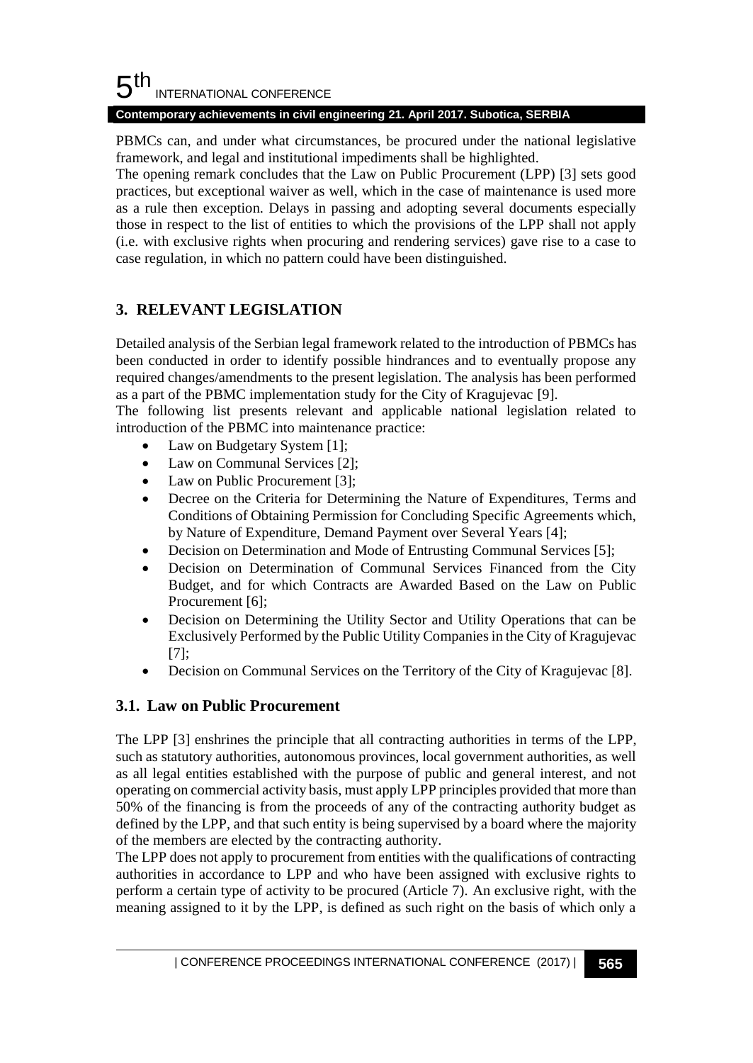PBMCs can, and under what circumstances, be procured under the national legislative framework, and legal and institutional impediments shall be highlighted.

The opening remark concludes that the Law on Public Procurement (LPP) [3] sets good practices, but exceptional waiver as well, which in the case of maintenance is used more as a rule then exception. Delays in passing and adopting several documents especially those in respect to the list of entities to which the provisions of the LPP shall not apply (i.e. with exclusive rights when procuring and rendering services) gave rise to a case to case regulation, in which no pattern could have been distinguished.

## 3. RELEVANT LEGISLATION

Detailed analysis of the Serbian legal framework related to the introduction of PBMCs has been conducted in order to identify possible hindrances and to eventually propose any required changes/amendments to the present legislation. The analysis has been performed as a part of the PBMC implementation study for the City of Kragujevac [9].

The following list presents relevant and applicable national legislation related to introduction of the PBMC into maintenance practice:

- Law on Budgetary System [1];
- Law on Communal Services [2];
- Law on Public Procurement [3];
- Decree on the Criteria for Determining the Nature of Expenditures, Terms and Conditions of Obtaining Permission for Concluding Specific Agreements which, by Nature of Expenditure, Demand Payment over Several Years [4];
- Decision on Determination and Mode of Entrusting Communal Services [5];
- Decision on Determination of Communal Services Financed from the City Budget, and for which Contracts are Awarded Based on the Law on Public Procurement [6];
- Decision on Determining the Utility Sector and Utility Operations that can be Exclusively Performed by the Public Utility Companies in the City of Kragujevac [7];
- Decision on Communal Services on the Territory of the City of Kragujevac [8].

### 3.1. Law on Public Procurement

The LPP [3] enshrines the principle that all contracting authorities in terms of the LPP, such as statutory authorities, autonomous provinces, local government authorities, as well as all legal entities established with the purpose of public and general interest, and not operating on commercial activity basis, must apply LPP principles provided that more than 50% of the financing is from the proceeds of any of the contracting authority budget as defined by the LPP, and that such entity is being supervised by a board where the majority of the members are elected by the contracting authority.

The LPP does not apply to procurement from entities with the qualifications of contracting authorities in accordance to LPP and who have been assigned with exclusive rights to perform a certain type of activity to be procured (Article 7). An exclusive right, with the meaning assigned to it by the LPP, is defined as such right on the basis of which only a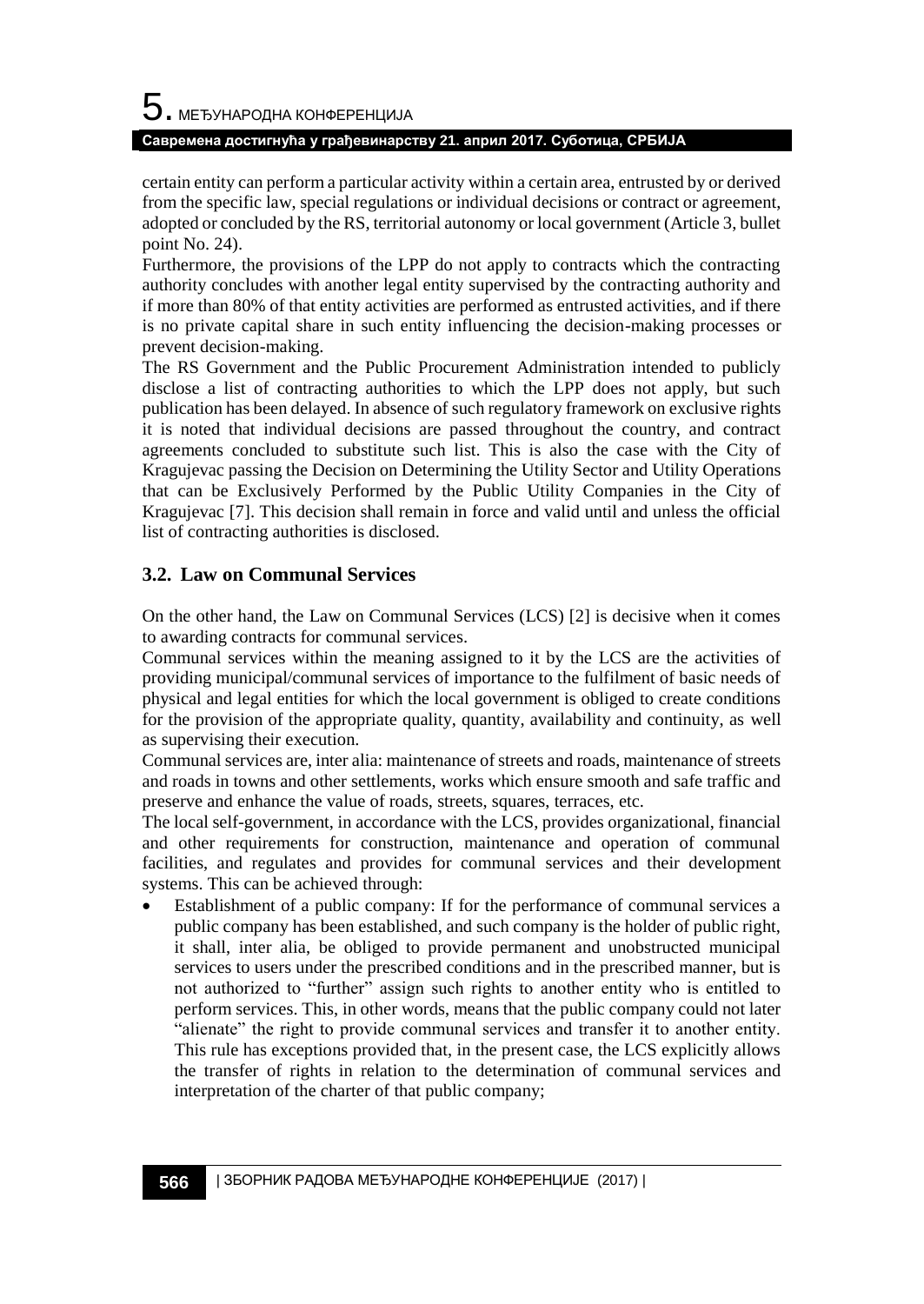certain entity can perform a particular activity within a certain area, entrusted by or derived from the specific law, special regulations or individual decisions or contract or agreement, adopted or concluded by the RS, territorial autonomy or local government (Article 3, bullet point No. 24).

Furthermore, the provisions of the LPP do not apply to contracts which the contracting authority concludes with another legal entity supervised by the contracting authority and if more than 80% of that entity activities are performed as entrusted activities, and if there is no private capital share in such entity influencing the decision-making processes or prevent decision-making.

The RS Government and the Public Procurement Administration intended to publicly disclose a list of contracting authorities to which the LPP does not apply, but such publication has been delayed. In absence of such regulatory framework on exclusive rights it is noted that individual decisions are passed throughout the country, and contract agreements concluded to substitute such list. This is also the case with the City of Kragujevac passing the Decision on Determining the Utility Sector and Utility Operations that can be Exclusively Performed by the Public Utility Companies in the City of Kragujevac [7]. This decision shall remain in force and valid until and unless the official list of contracting authorities is disclosed.

### 3.2. Law on Communal Services

On the other hand, the Law on Communal Services (LCS) [2] is decisive when it comes to awarding contracts for communal services.

Communal services within the meaning assigned to it by the LCS are the activities of providing municipal/communal services of importance to the fulfilment of basic needs of physical and legal entities for which the local government is obliged to create conditions for the provision of the appropriate quality, quantity, availability and continuity, as well as supervising their execution.

Communal services are, inter alia: maintenance of streets and roads, maintenance of streets and roads in towns and other settlements, works which ensure smooth and safe traffic and preserve and enhance the value of roads, streets, squares, terraces, etc.

The local self-government, in accordance with the LCS, provides organizational, financial and other requirements for construction, maintenance and operation of communal facilities, and regulates and provides for communal services and their development systems. This can be achieved through:

- Establishment of a public company: If for the performance of communal services a public company has been established, and such company is the holder of public right, it shall, inter alia, be obliged to provide permanent and unobstructed municipal services to users under the prescribed conditions and in the prescribed manner, but is not authorized to "further" assign such rights to another entity who is entitled to perform services. This, in other words, means that the public company could not later "alienate" the right to provide communal services and transfer it to another entity. This rule has exceptions provided that, in the present case, the LCS explicitly allows the transfer of rights in relation to the determination of communal services and interpretation of the charter of that public company;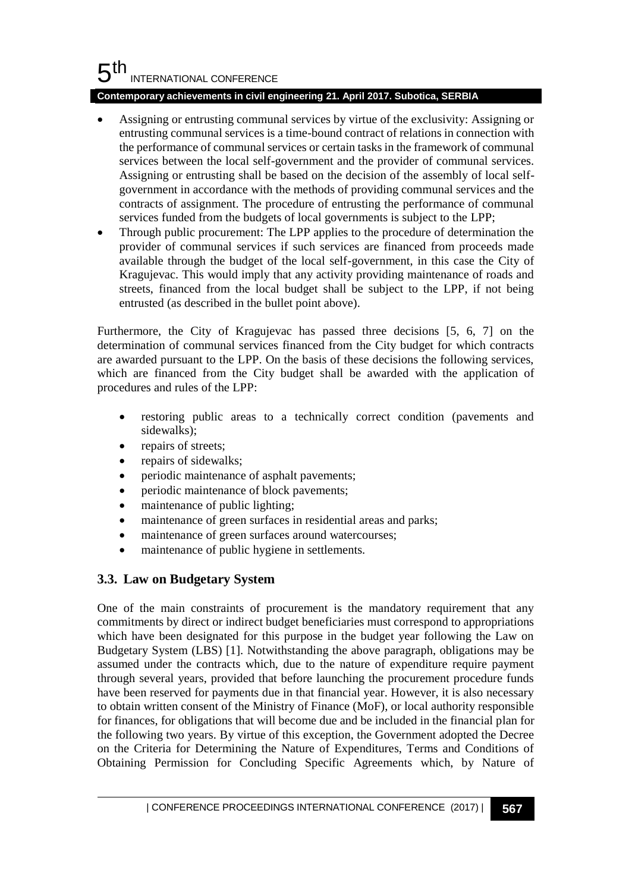- Assigning or entrusting communal services by virtue of the exclusivity: Assigning or entrusting communal services is a time-bound contract of relations in connection with the performance of communal services or certain tasks in the framework of communal services between the local self-government and the provider of communal services. Assigning or entrusting shall be based on the decision of the assembly of local self-government in accordance with the methods of providing communal services and the contracts of assignment. The procedure of entrusting the performance of communal services funded from the budgets of local governments is subject to the LPP;
- Through public procurement: The LPP applies to the procedure of determination the provider of communal services if such services are financed from proceeds made available through the budget of the local self-government, in this case the City of Kragujevac. This would imply that any activity providing maintenance of roads and streets, financed from the local budget shall be subject to the LPP, if not being entrusted (as described in the bullet point above).

Furthermore, the City of Kragujevac has passed three decisions [5, 6, 7] on the determination of communal services financed from the City budget for which contracts are awarded pursuant to the LPP. On the basis of these decisions the following services, which are financed from the City budget shall be awarded with the application of procedures and rules of the LPP:

- restoring public areas to a technically correct condition (pavements and sidewalks);
- repairs of streets;
- repairs of sidewalks;
- periodic maintenance of asphalt pavements;
- periodic maintenance of block pavements;
- maintenance of public lighting;
- maintenance of green surfaces in residential areas and parks;
- maintenance of green surfaces around watercourses;
- maintenance of public hygiene in settlements.

### 3.3. Law on Budgetary System

One of the main constraints of procurement is the mandatory requirement that any commitments by direct or indirect budget beneficiaries must correspond to appropriations which have been designated for this purpose in the budget year following the Law on Budgetary System (LBS) [1]. Notwithstanding the above paragraph, obligations may be assumed under the contracts which, due to the nature of expenditure require payment through several years, provided that before launching the procurement procedure funds have been reserved for payments due in that financial year. However, it is also necessary to obtain written consent of the Ministry of Finance (MoF), or local authority responsible for finances, for obligations that will become due and be included in the financial plan for the following two years. By virtue of this exception, the Government adopted the Decree on the Criteria for Determining the Nature of Expenditures, Terms and Conditions of Obtaining Permission for Concluding Specific Agreements which, by Nature of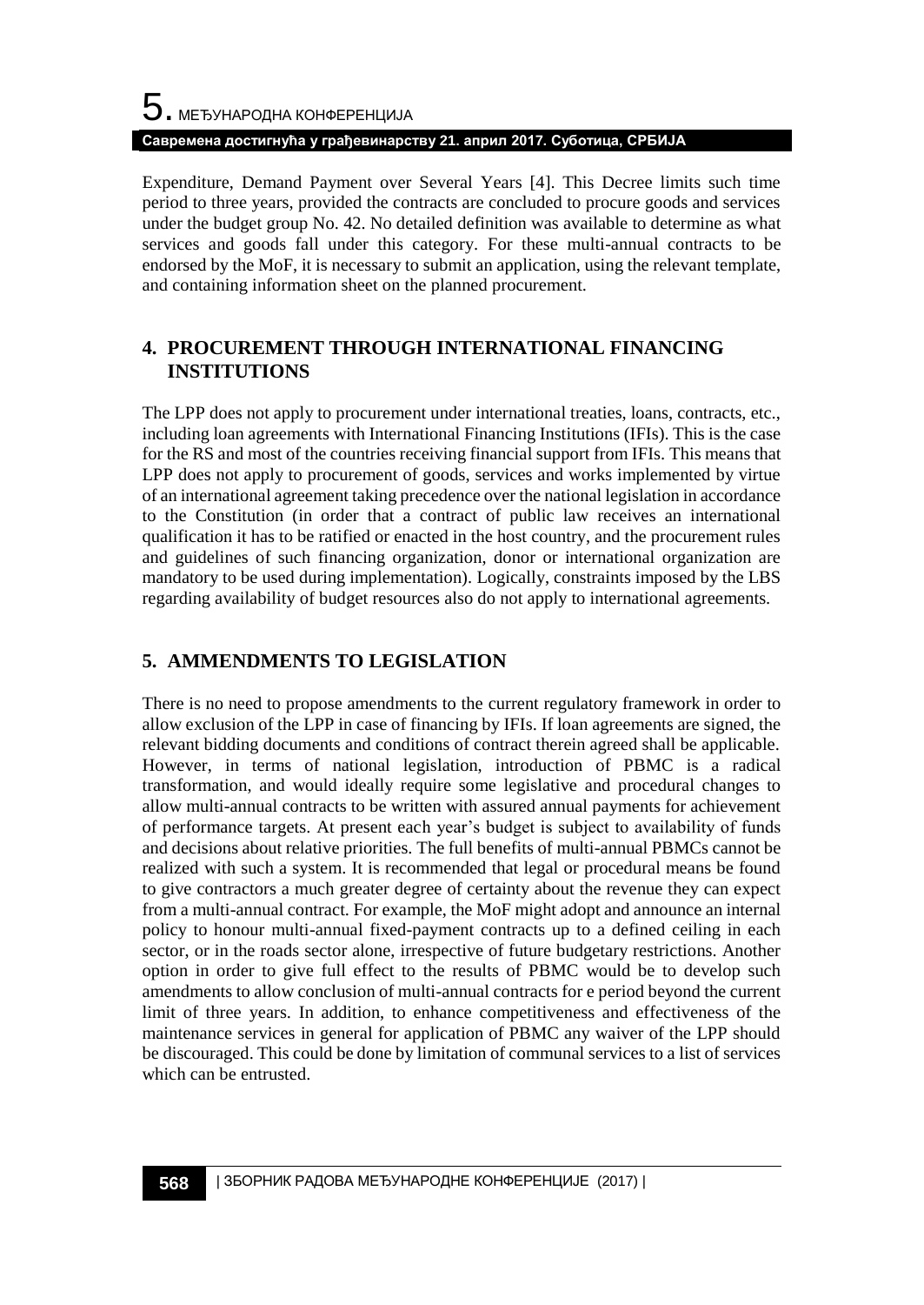Expenditure, Demand Payment over Several Years [4]. This Decree limits such time period to three years, provided the contracts are concluded to procure goods and services under the budget group No. 42. No detailed definition was available to determine as what services and goods fall under this category. For these multi-annual contracts to be endorsed by the MoF, it is necessary to submit an application, using the relevant template, and containing information sheet on the planned procurement.

## 4. PROCUREMENT THROUGH INTERNATIONAL FINANCING INSTITUTIONS

The LPP does not apply to procurement under international treaties, loans, contracts, etc., including loan agreements with International Financing Institutions (IFIs). This is the case for the RS and most of the countries receiving financial support from IFIs. This means that LPP does not apply to procurement of goods, services and works implemented by virtue of an international agreement taking precedence over the national legislation in accordance to the Constitution (in order that a contract of public law receives an international qualification it has to be ratified or enacted in the host country, and the procurement rules and guidelines of such financing organization, donor or international organization are mandatory to be used during implementation). Logically, constraints imposed by the LBS regarding availability of budget resources also do not apply to international agreements.

## 5. AMMENDMENTS TO LEGISLATION

There is no need to propose amendments to the current regulatory framework in order to allow exclusion of the LPP in case of financing by IFIs. If loan agreements are signed, the relevant bidding documents and conditions of contract therein agreed shall be applicable. However, in terms of national legislation, introduction of PBMC is a radical transformation, and would ideally require some legislative and procedural changes to allow multi-annual contracts to be written with assured annual payments for achievement of performance targets. At present each year's budget is subject to availability of funds and decisions about relative priorities. The full benefits of multi-annual PBMCs cannot be realized with such a system. It is recommended that legal or procedural means be found to give contractors a much greater degree of certainty about the revenue they can expect from a multi-annual contract. For example, the MoF might adopt and announce an internal policy to honour multi-annual fixed-payment contracts up to a defined ceiling in each sector, or in the roads sector alone, irrespective of future budgetary restrictions. Another option in order to give full effect to the results of PBMC would be to develop such amendments to allow conclusion of multi-annual contracts for e period beyond the current limit of three years. In addition, to enhance competitiveness and effectiveness of the maintenance services in general for application of PBMC any waiver of the LPP should be discouraged. This could be done by limitation of communal services to a list of services which can be entrusted.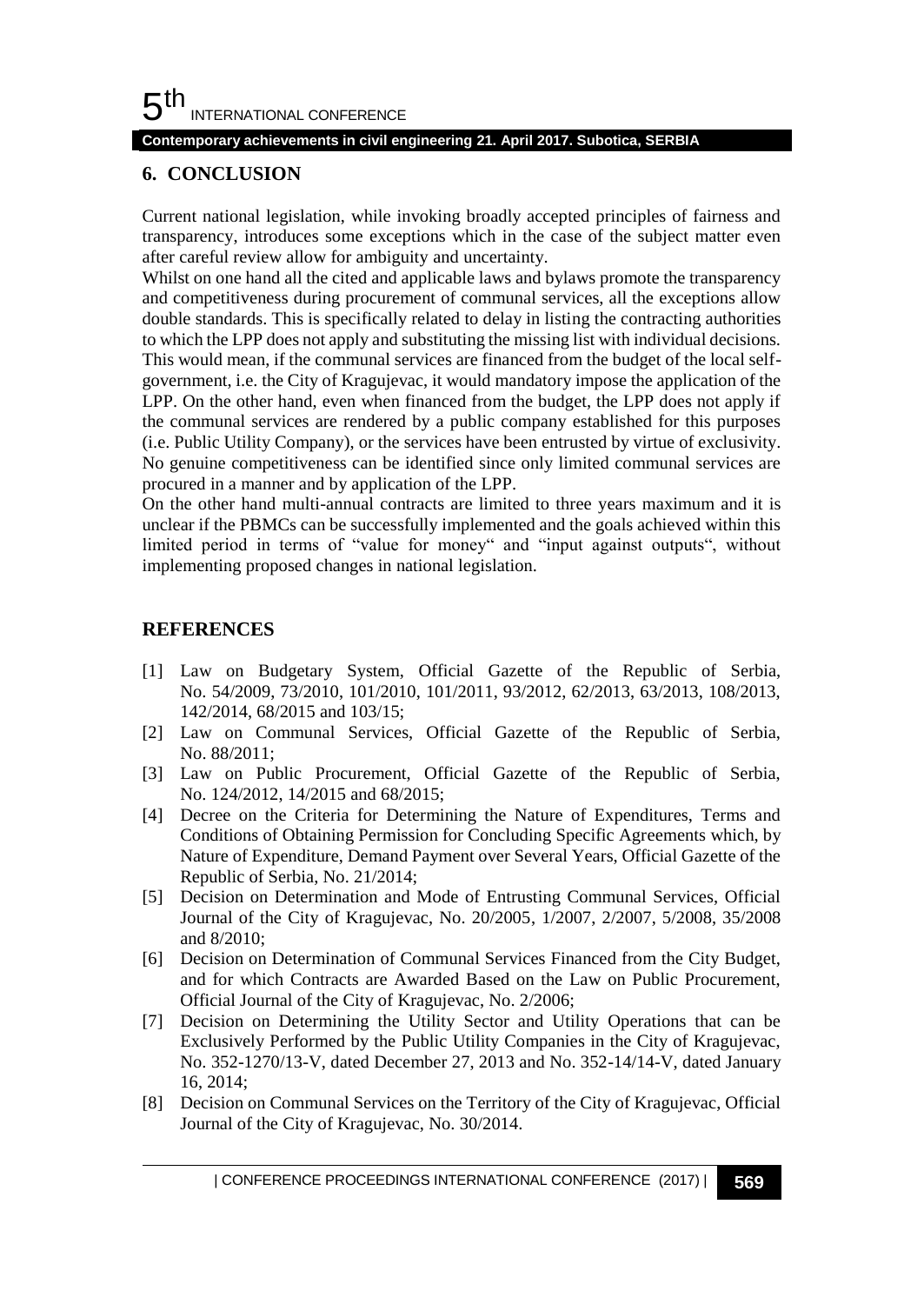## 6. CONCLUSION

Current national legislation, while invoking broadly accepted principles of fairness and transparency, introduces some exceptions which in the case of the subject matter even after careful review allow for ambiguity and uncertainty.

Whilst on one hand all the cited and applicable laws and bylaws promote the transparency and competitiveness during procurement of communal services, all the exceptions allow double standards. This is specifically related to delay in listing the contracting authorities to which the LPP does not apply and substituting the missing list with individual decisions. This would mean, if the communal services are financed from the budget of the local self-government, i.e. the City of Kragujevac, it would mandatory impose the application of the LPP. On the other hand, even when financed from the budget, the LPP does not apply if the communal services are rendered by a public company established for this purposes (i.e. Public Utility Company), or the services have been entrusted by virtue of exclusivity. No genuine competitiveness can be identified since only limited communal services are procured in a manner and by application of the LPP.

On the other hand multi-annual contracts are limited to three years maximum and it is unclear if the PBMCs can be successfully implemented and the goals achieved within this limited period in terms of "value for money" and "input against outputs", without implementing proposed changes in national legislation.

## REFERENCES

[1] Law on Budgetary System, Official Gazette of the Republic of Serbia, No. 54/2009, 73/2010, 101/2010, 101/2011, 93/2012, 62/2013, 63/2013, 108/2013, 142/2014, 68/2015 and 103/15;

[2] Law on Communal Services, Official Gazette of the Republic of Serbia, No. 88/2011;

[3] Law on Public Procurement, Official Gazette of the Republic of Serbia, No. 124/2012, 14/2015 and 68/2015;

[4] Decree on the Criteria for Determining the Nature of Expenditures, Terms and Conditions of Obtaining Permission for Concluding Specific Agreements which, by Nature of Expenditure, Demand Payment over Several Years, Official Gazette of the Republic of Serbia, No. 21/2014;

[5] Decision on Determination and Mode of Entrusting Communal Services, Official Journal of the City of Kragujevac, No. 20/2005, 1/2007, 2/2007, 5/2008, 35/2008 and 8/2010;

[6] Decision on Determination of Communal Services Financed from the City Budget, and for which Contracts are Awarded Based on the Law on Public Procurement, Official Journal of the City of Kragujevac, No. 2/2006;

[7] Decision on Determining the Utility Sector and Utility Operations that can be Exclusively Performed by the Public Utility Companies in the City of Kragujevac, No. 352-1270/13-V, dated December 27, 2013 and No. 352-14/14-V, dated January 16, 2014;

[8] Decision on Communal Services on the Territory of the City of Kragujevac, Official Journal of the City of Kragujevac, No. 30/2014.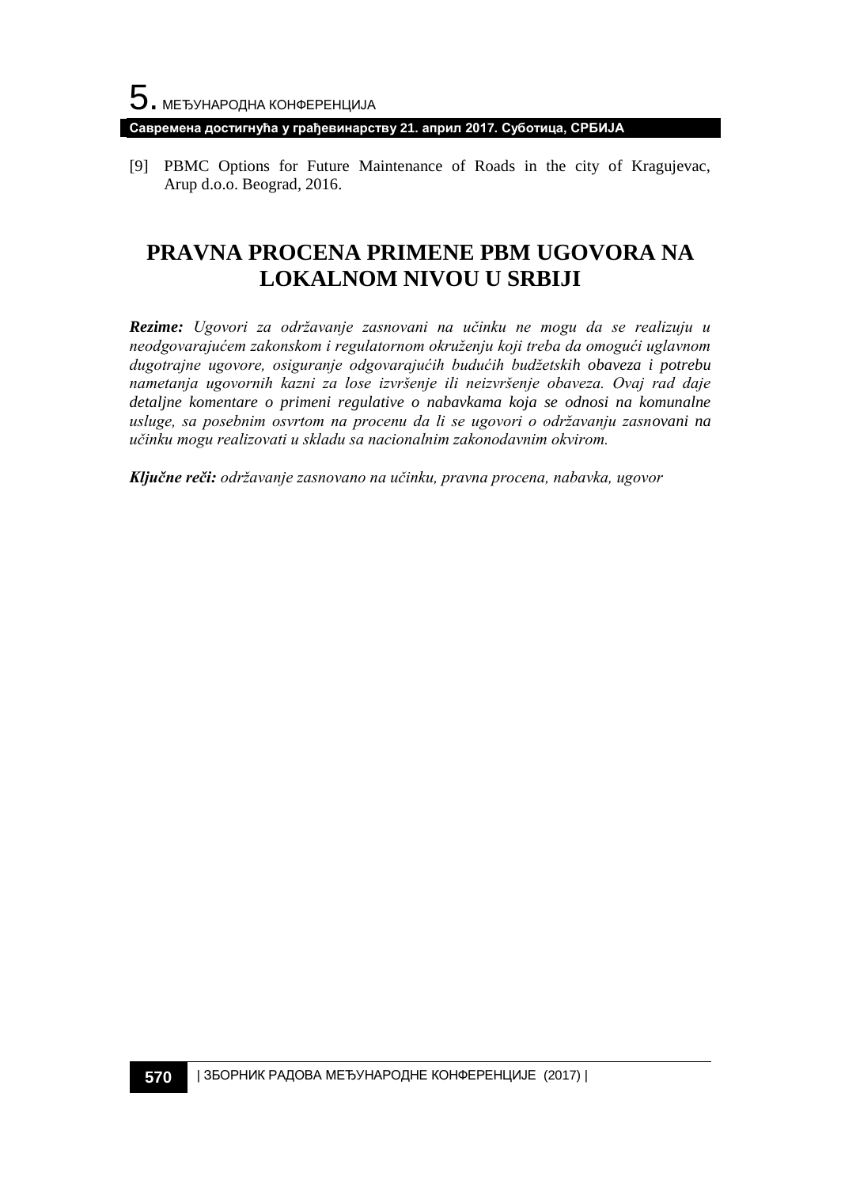[9] PBMC Options for Future Maintenance of Roads in the city of Kragujevac, Arup d.o.o. Beograd, 2016.

# PRAVNA PROCENA PRIMENE PBM UGOVORA NA LOKALNOM NIVOU U SRBIJI

***Rezime:*** *Ugovori za održavanje zasnovani na učinku ne mogu da se realizuju u neodgovarajućem zakonskom i regulatornom okruženju koji treba da omogući uglavnom dugotrajne ugovore, osiguranje odgovarajućih budućih budžetskih obaveza i potrebu nametanja ugovornih kazni za lose izvršenje ili neizvršenje obaveza. Ovaj rad daje detaljne komentare o primeni regulative o nabavkama koja se odnosi na komunalne usluge, sa posebnim osvrtom na procenu da li se ugovori o održavanju zasnovani na učinku mogu realizovati u skladu sa nacionalnim zakonodavnim okvirom.*

***Ključne reči:*** *održavanje zasnovano na učinku, pravna procena, nabavka, ugovor*